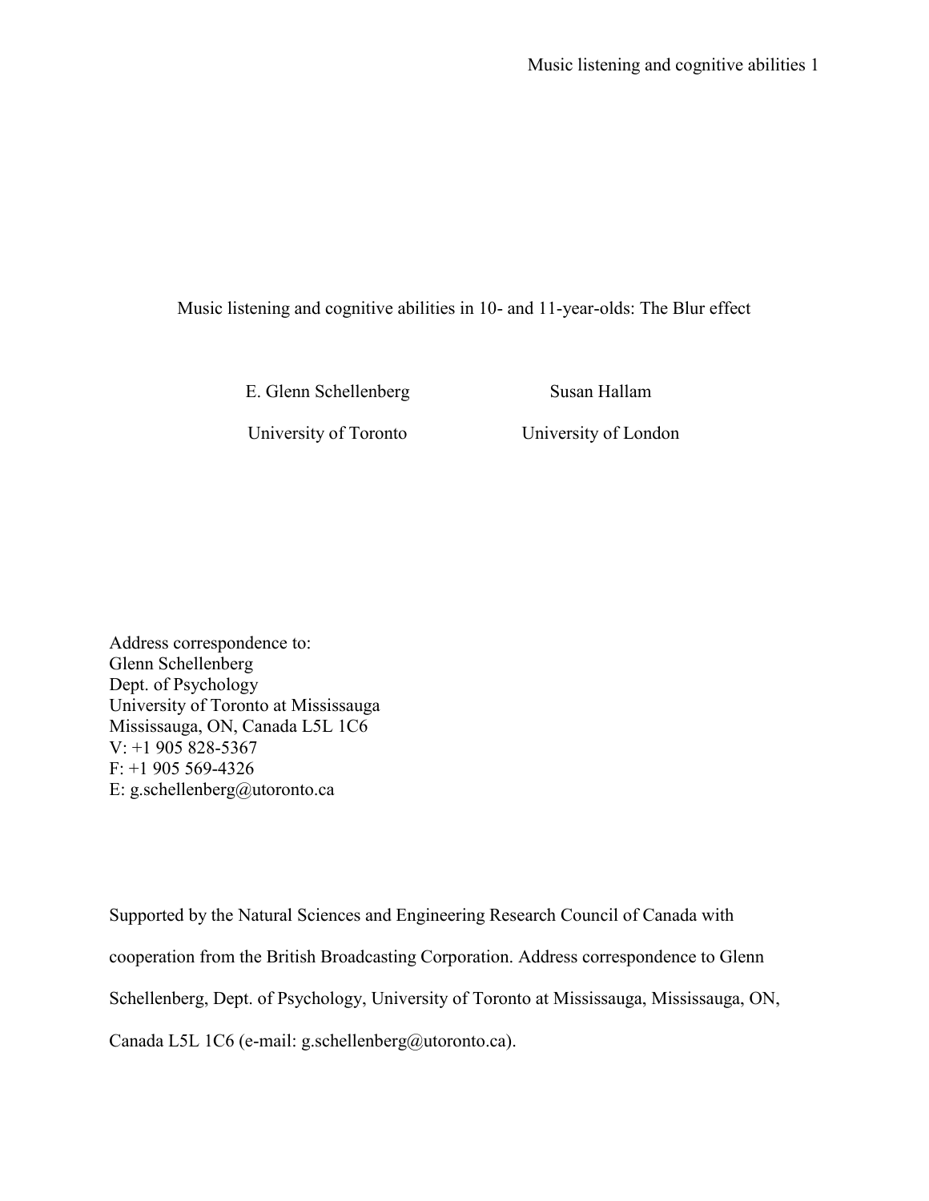# Music listening and cognitive abilities in 10- and 11-year-olds: The Blur effect

E. Glenn Schellenberg — University of Toronto

Susan Hallam — University of London

Address correspondence to:
Glenn Schellenberg
Dept. of Psychology
University of Toronto at Mississauga
Mississauga, ON, Canada L5L 1C6
V: +1 905 828-5367
F: +1 905 569-4326
E: g.schellenberg@utoronto.ca

Supported by the Natural Sciences and Engineering Research Council of Canada with cooperation from the British Broadcasting Corporation. Address correspondence to Glenn Schellenberg, Dept. of Psychology, University of Toronto at Mississauga, Mississauga, ON, Canada L5L 1C6 (e-mail: g.schellenberg@utoronto.ca).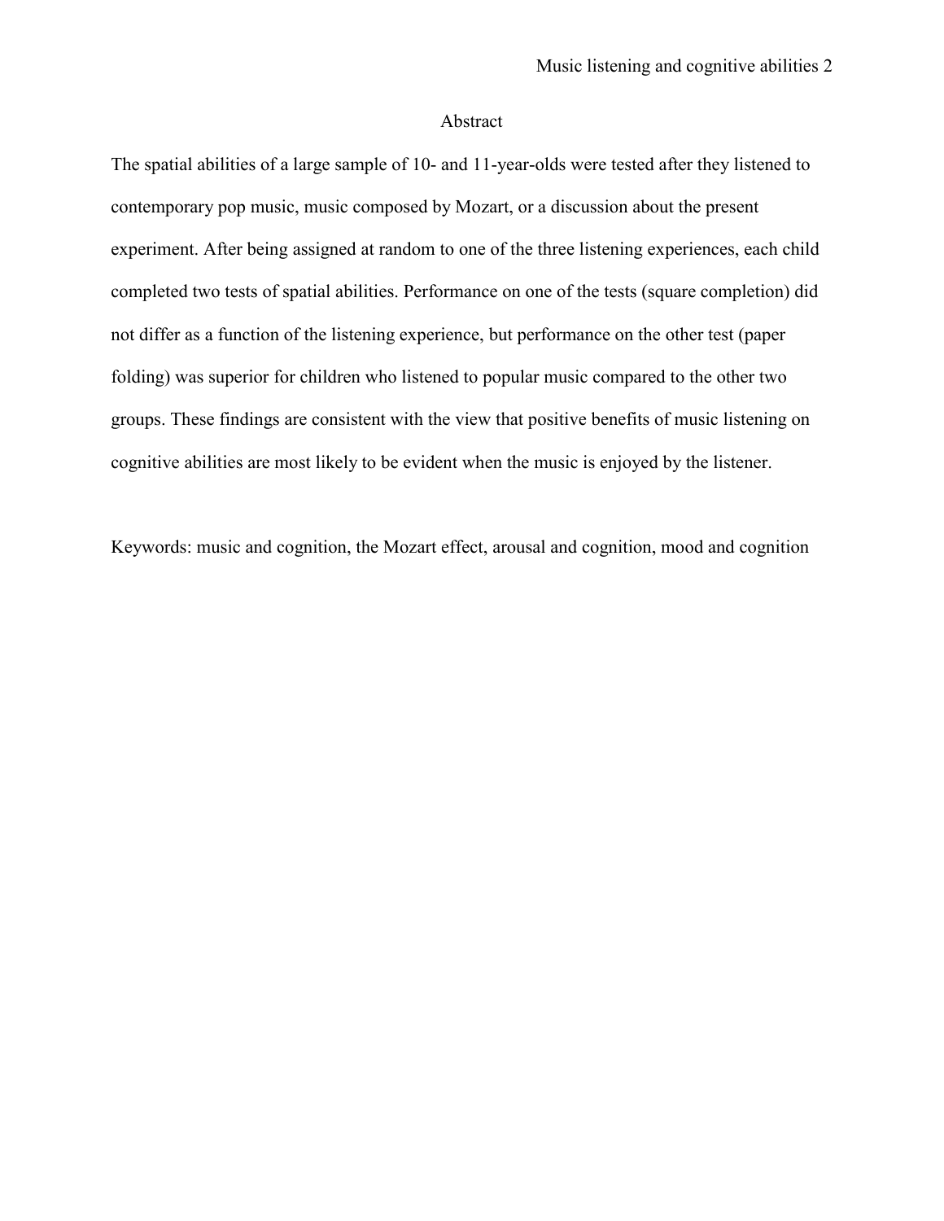## Abstract

The spatial abilities of a large sample of 10- and 11-year-olds were tested after they listened to contemporary pop music, music composed by Mozart, or a discussion about the present experiment. After being assigned at random to one of the three listening experiences, each child completed two tests of spatial abilities. Performance on one of the tests (square completion) did not differ as a function of the listening experience, but performance on the other test (paper folding) was superior for children who listened to popular music compared to the other two groups. These findings are consistent with the view that positive benefits of music listening on cognitive abilities are most likely to be evident when the music is enjoyed by the listener.

Keywords: music and cognition, the Mozart effect, arousal and cognition, mood and cognition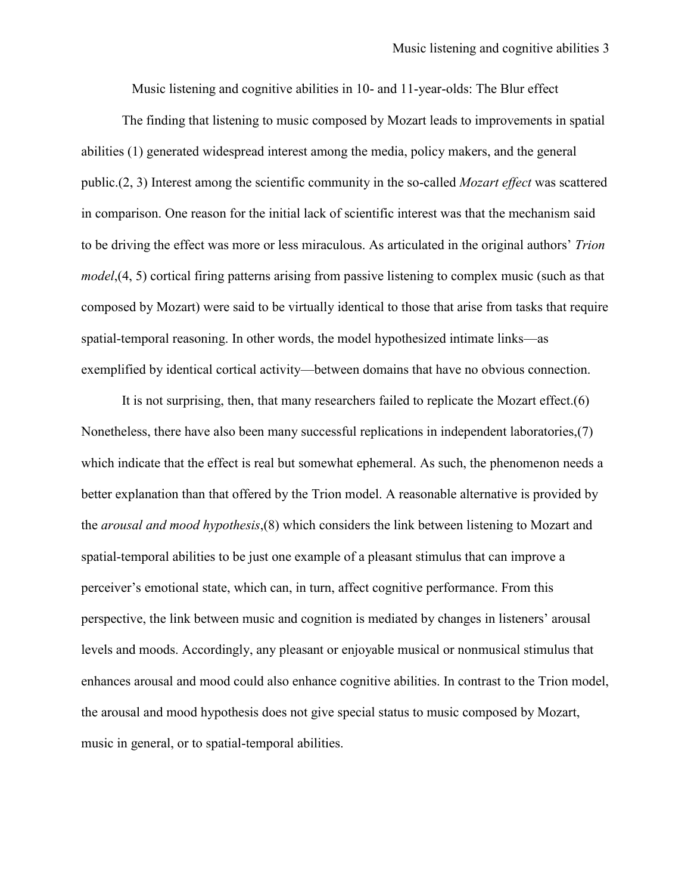# Music listening and cognitive abilities in 10- and 11-year-olds: The Blur effect

The finding that listening to music composed by Mozart leads to improvements in spatial abilities (1) generated widespread interest among the media, policy makers, and the general public.(2, 3) Interest among the scientific community in the so-called *Mozart effect* was scattered in comparison. One reason for the initial lack of scientific interest was that the mechanism said to be driving the effect was more or less miraculous. As articulated in the original authors' *Trion model*,(4, 5) cortical firing patterns arising from passive listening to complex music (such as that composed by Mozart) were said to be virtually identical to those that arise from tasks that require spatial-temporal reasoning. In other words, the model hypothesized intimate links—as exemplified by identical cortical activity—between domains that have no obvious connection.

It is not surprising, then, that many researchers failed to replicate the Mozart effect.(6) Nonetheless, there have also been many successful replications in independent laboratories,(7) which indicate that the effect is real but somewhat ephemeral. As such, the phenomenon needs a better explanation than that offered by the Trion model. A reasonable alternative is provided by the *arousal and mood hypothesis*,(8) which considers the link between listening to Mozart and spatial-temporal abilities to be just one example of a pleasant stimulus that can improve a perceiver's emotional state, which can, in turn, affect cognitive performance. From this perspective, the link between music and cognition is mediated by changes in listeners' arousal levels and moods. Accordingly, any pleasant or enjoyable musical or nonmusical stimulus that enhances arousal and mood could also enhance cognitive abilities. In contrast to the Trion model, the arousal and mood hypothesis does not give special status to music composed by Mozart, music in general, or to spatial-temporal abilities.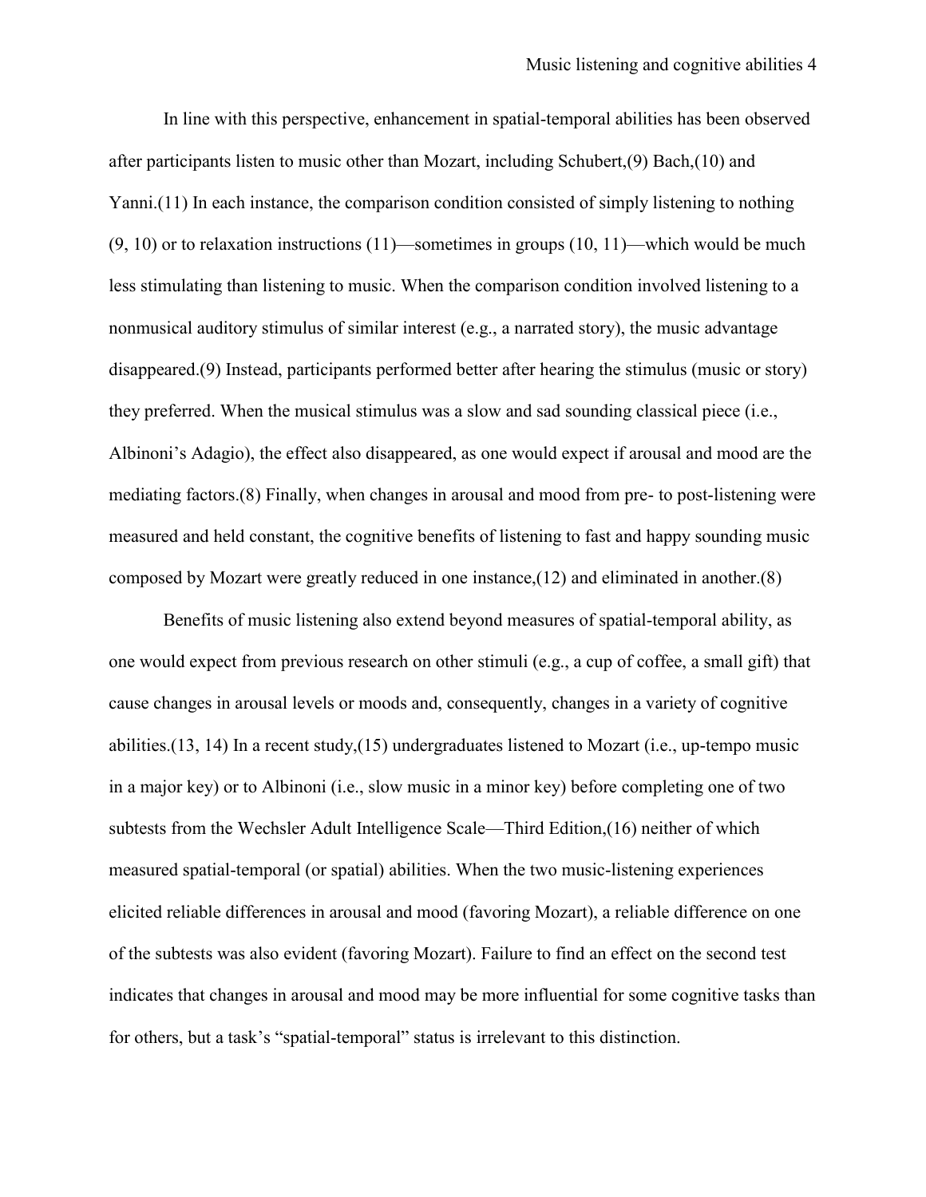In line with this perspective, enhancement in spatial-temporal abilities has been observed after participants listen to music other than Mozart, including Schubert,(9) Bach,(10) and Yanni.(11) In each instance, the comparison condition consisted of simply listening to nothing (9, 10) or to relaxation instructions (11)—sometimes in groups (10, 11)—which would be much less stimulating than listening to music. When the comparison condition involved listening to a nonmusical auditory stimulus of similar interest (e.g., a narrated story), the music advantage disappeared.(9) Instead, participants performed better after hearing the stimulus (music or story) they preferred. When the musical stimulus was a slow and sad sounding classical piece (i.e., Albinoni's Adagio), the effect also disappeared, as one would expect if arousal and mood are the mediating factors.(8) Finally, when changes in arousal and mood from pre- to post-listening were measured and held constant, the cognitive benefits of listening to fast and happy sounding music composed by Mozart were greatly reduced in one instance,(12) and eliminated in another.(8)

Benefits of music listening also extend beyond measures of spatial-temporal ability, as one would expect from previous research on other stimuli (e.g., a cup of coffee, a small gift) that cause changes in arousal levels or moods and, consequently, changes in a variety of cognitive abilities.(13, 14) In a recent study,(15) undergraduates listened to Mozart (i.e., up-tempo music in a major key) or to Albinoni (i.e., slow music in a minor key) before completing one of two subtests from the Wechsler Adult Intelligence Scale—Third Edition,(16) neither of which measured spatial-temporal (or spatial) abilities. When the two music-listening experiences elicited reliable differences in arousal and mood (favoring Mozart), a reliable difference on one of the subtests was also evident (favoring Mozart). Failure to find an effect on the second test indicates that changes in arousal and mood may be more influential for some cognitive tasks than for others, but a task's "spatial-temporal" status is irrelevant to this distinction.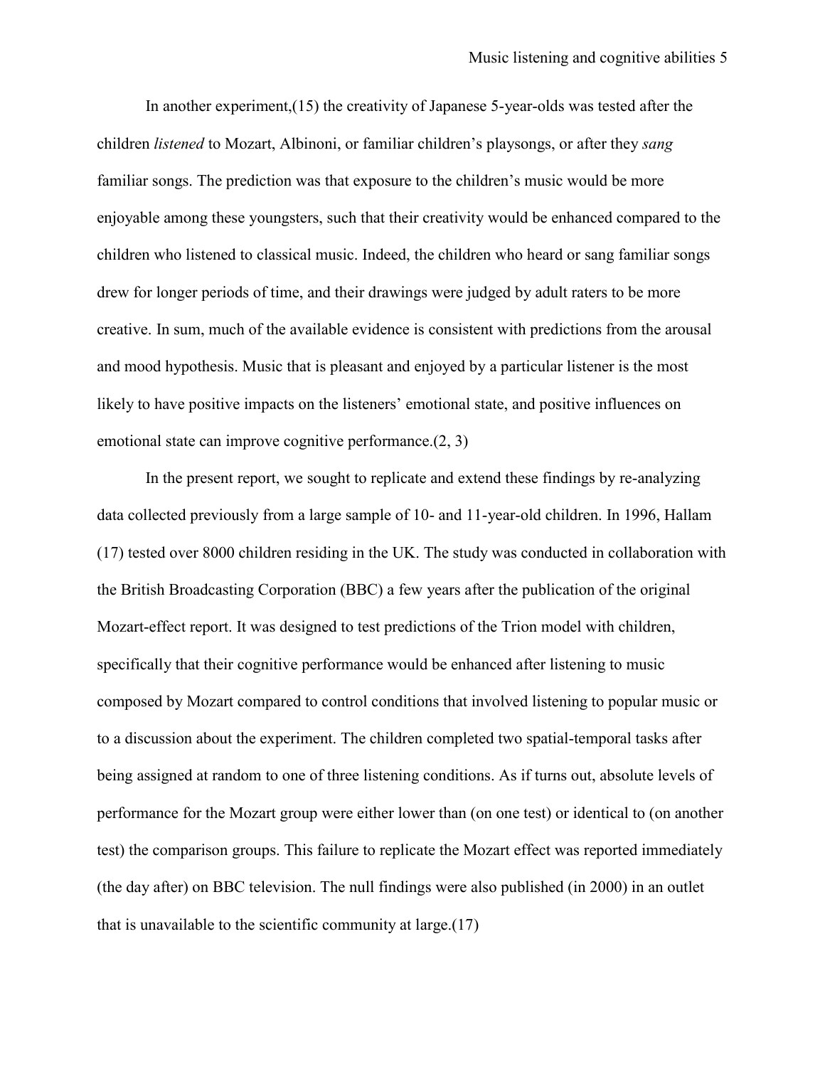In another experiment,(15) the creativity of Japanese 5-year-olds was tested after the children *listened* to Mozart, Albinoni, or familiar children's playsongs, or after they *sang* familiar songs. The prediction was that exposure to the children's music would be more enjoyable among these youngsters, such that their creativity would be enhanced compared to the children who listened to classical music. Indeed, the children who heard or sang familiar songs drew for longer periods of time, and their drawings were judged by adult raters to be more creative. In sum, much of the available evidence is consistent with predictions from the arousal and mood hypothesis. Music that is pleasant and enjoyed by a particular listener is the most likely to have positive impacts on the listeners' emotional state, and positive influences on emotional state can improve cognitive performance.(2, 3)

In the present report, we sought to replicate and extend these findings by re-analyzing data collected previously from a large sample of 10- and 11-year-old children. In 1996, Hallam (17) tested over 8000 children residing in the UK. The study was conducted in collaboration with the British Broadcasting Corporation (BBC) a few years after the publication of the original Mozart-effect report. It was designed to test predictions of the Trion model with children, specifically that their cognitive performance would be enhanced after listening to music composed by Mozart compared to control conditions that involved listening to popular music or to a discussion about the experiment. The children completed two spatial-temporal tasks after being assigned at random to one of three listening conditions. As if turns out, absolute levels of performance for the Mozart group were either lower than (on one test) or identical to (on another test) the comparison groups. This failure to replicate the Mozart effect was reported immediately (the day after) on BBC television. The null findings were also published (in 2000) in an outlet that is unavailable to the scientific community at large.(17)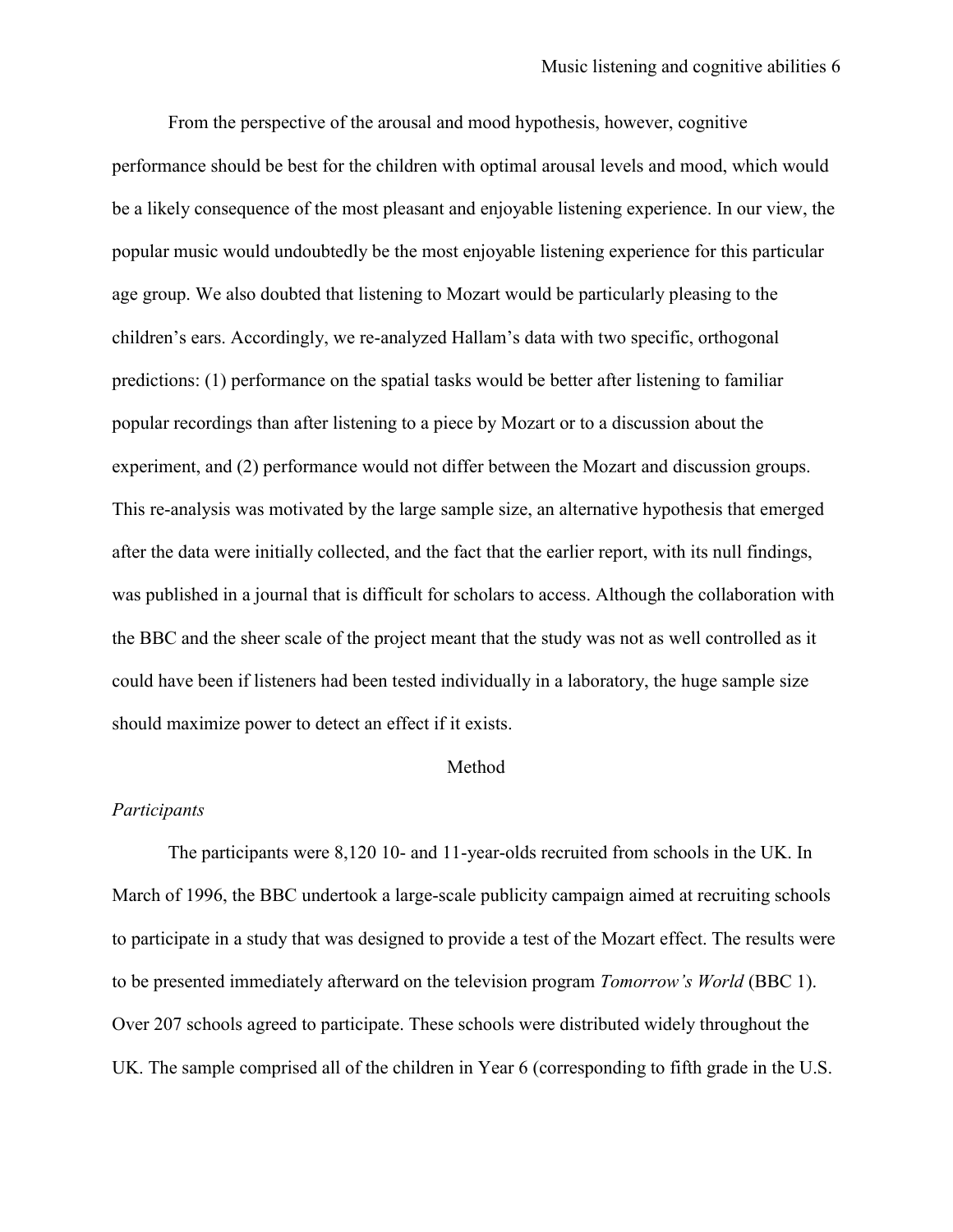From the perspective of the arousal and mood hypothesis, however, cognitive performance should be best for the children with optimal arousal levels and mood, which would be a likely consequence of the most pleasant and enjoyable listening experience. In our view, the popular music would undoubtedly be the most enjoyable listening experience for this particular age group. We also doubted that listening to Mozart would be particularly pleasing to the children's ears. Accordingly, we re-analyzed Hallam's data with two specific, orthogonal predictions: (1) performance on the spatial tasks would be better after listening to familiar popular recordings than after listening to a piece by Mozart or to a discussion about the experiment, and (2) performance would not differ between the Mozart and discussion groups. This re-analysis was motivated by the large sample size, an alternative hypothesis that emerged after the data were initially collected, and the fact that the earlier report, with its null findings, was published in a journal that is difficult for scholars to access. Although the collaboration with the BBC and the sheer scale of the project meant that the study was not as well controlled as it could have been if listeners had been tested individually in a laboratory, the huge sample size should maximize power to detect an effect if it exists.

## Method

### *Participants*

The participants were 8,120 10- and 11-year-olds recruited from schools in the UK. In March of 1996, the BBC undertook a large-scale publicity campaign aimed at recruiting schools to participate in a study that was designed to provide a test of the Mozart effect. The results were to be presented immediately afterward on the television program *Tomorrow's World* (BBC 1). Over 207 schools agreed to participate. These schools were distributed widely throughout the UK. The sample comprised all of the children in Year 6 (corresponding to fifth grade in the U.S.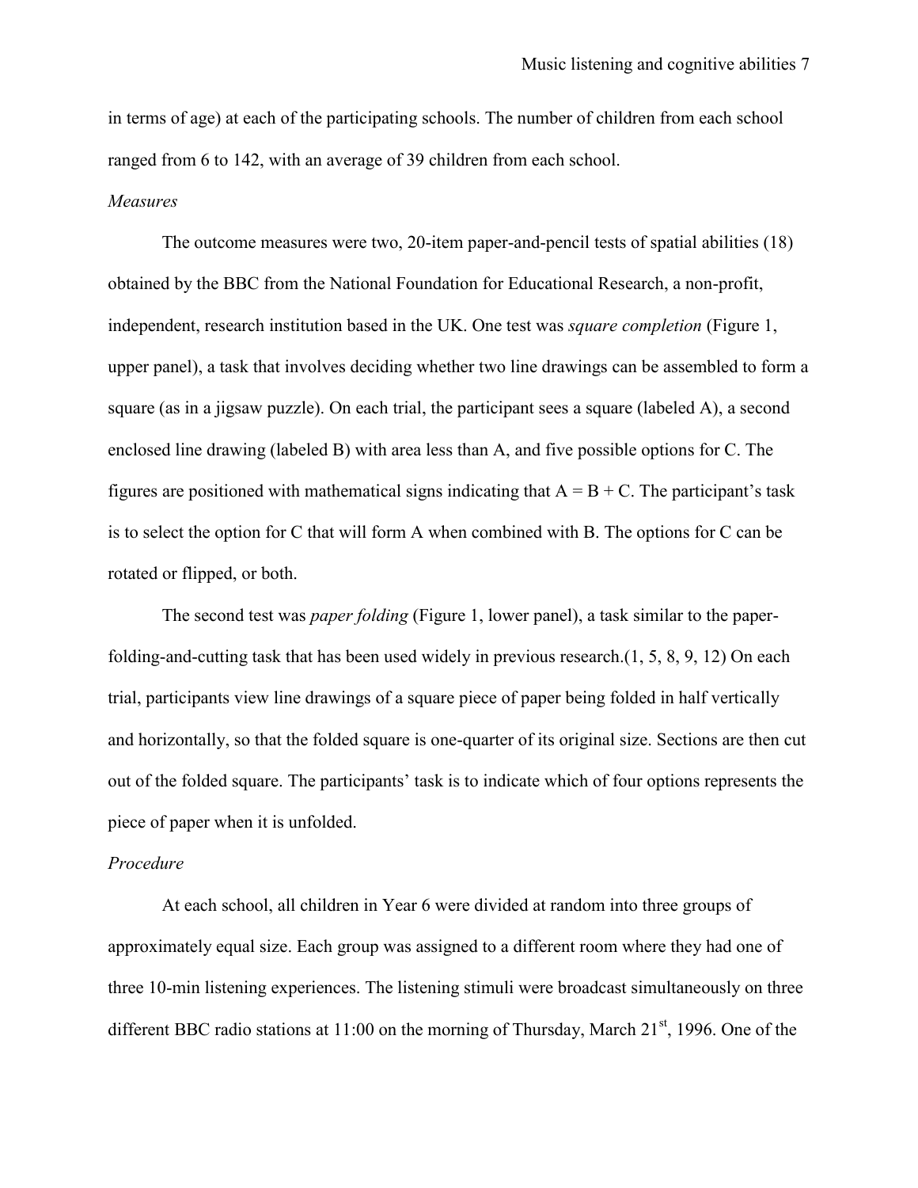in terms of age) at each of the participating schools. The number of children from each school ranged from 6 to 142, with an average of 39 children from each school.

*Measures*

The outcome measures were two, 20-item paper-and-pencil tests of spatial abilities (18) obtained by the BBC from the National Foundation for Educational Research, a non-profit, independent, research institution based in the UK. One test was *square completion* (Figure 1, upper panel), a task that involves deciding whether two line drawings can be assembled to form a square (as in a jigsaw puzzle). On each trial, the participant sees a square (labeled A), a second enclosed line drawing (labeled B) with area less than A, and five possible options for C. The figures are positioned with mathematical signs indicating that $A = B + C$. The participant's task is to select the option for C that will form A when combined with B. The options for C can be rotated or flipped, or both.

The second test was *paper folding* (Figure 1, lower panel), a task similar to the paper-folding-and-cutting task that has been used widely in previous research.(1, 5, 8, 9, 12) On each trial, participants view line drawings of a square piece of paper being folded in half vertically and horizontally, so that the folded square is one-quarter of its original size. Sections are then cut out of the folded square. The participants' task is to indicate which of four options represents the piece of paper when it is unfolded.

*Procedure*

At each school, all children in Year 6 were divided at random into three groups of approximately equal size. Each group was assigned to a different room where they had one of three 10-min listening experiences. The listening stimuli were broadcast simultaneously on three different BBC radio stations at 11:00 on the morning of Thursday, March 21st, 1996. One of the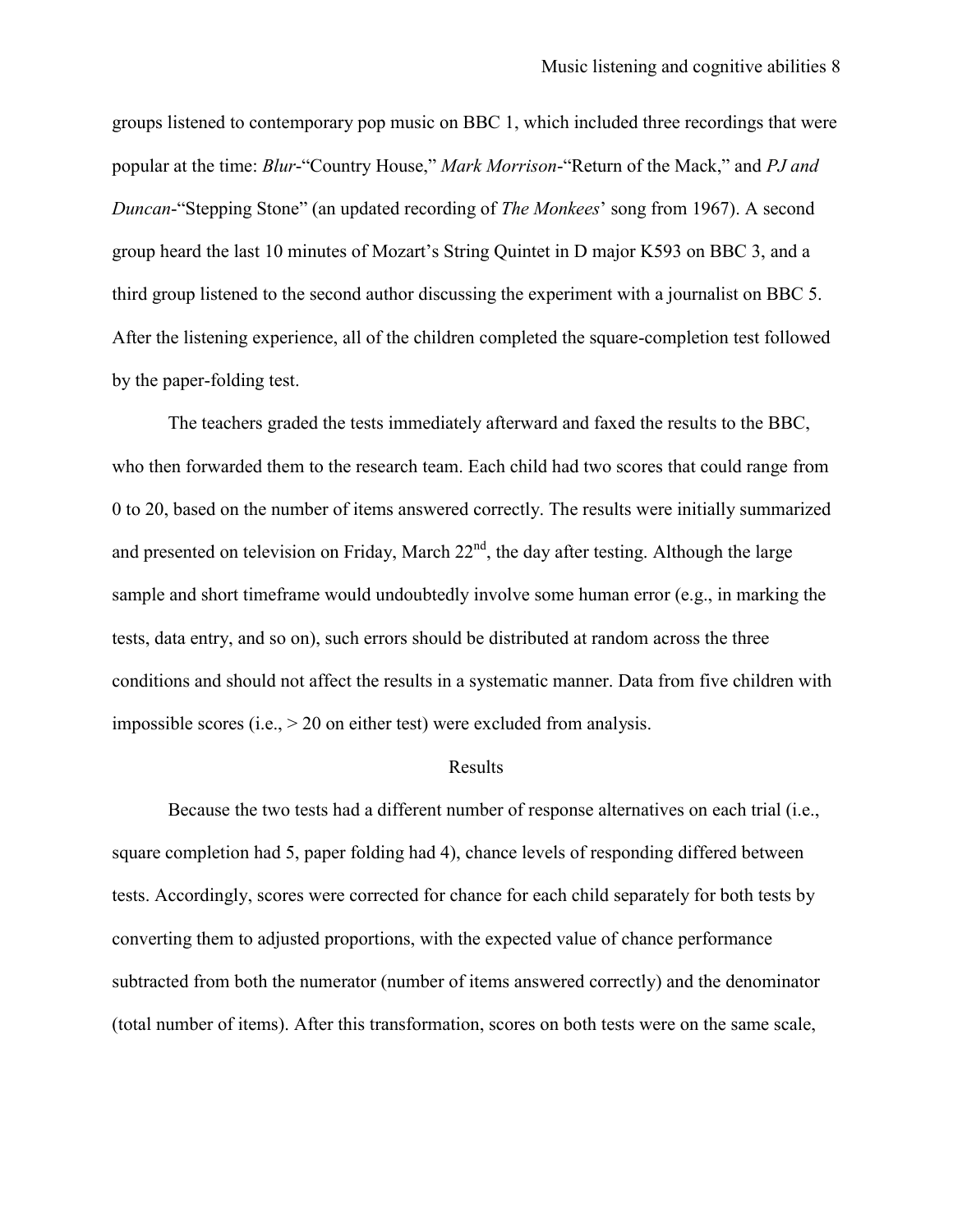groups listened to contemporary pop music on BBC 1, which included three recordings that were popular at the time: *Blur*-"Country House," *Mark Morrison*-"Return of the Mack," and *PJ and Duncan*-"Stepping Stone" (an updated recording of *The Monkees*' song from 1967). A second group heard the last 10 minutes of Mozart's String Quintet in D major K593 on BBC 3, and a third group listened to the second author discussing the experiment with a journalist on BBC 5. After the listening experience, all of the children completed the square-completion test followed by the paper-folding test.

The teachers graded the tests immediately afterward and faxed the results to the BBC, who then forwarded them to the research team. Each child had two scores that could range from 0 to 20, based on the number of items answered correctly. The results were initially summarized and presented on television on Friday, March 22nd, the day after testing. Although the large sample and short timeframe would undoubtedly involve some human error (e.g., in marking the tests, data entry, and so on), such errors should be distributed at random across the three conditions and should not affect the results in a systematic manner. Data from five children with impossible scores (i.e., > 20 on either test) were excluded from analysis.

## Results

Because the two tests had a different number of response alternatives on each trial (i.e., square completion had 5, paper folding had 4), chance levels of responding differed between tests. Accordingly, scores were corrected for chance for each child separately for both tests by converting them to adjusted proportions, with the expected value of chance performance subtracted from both the numerator (number of items answered correctly) and the denominator (total number of items). After this transformation, scores on both tests were on the same scale,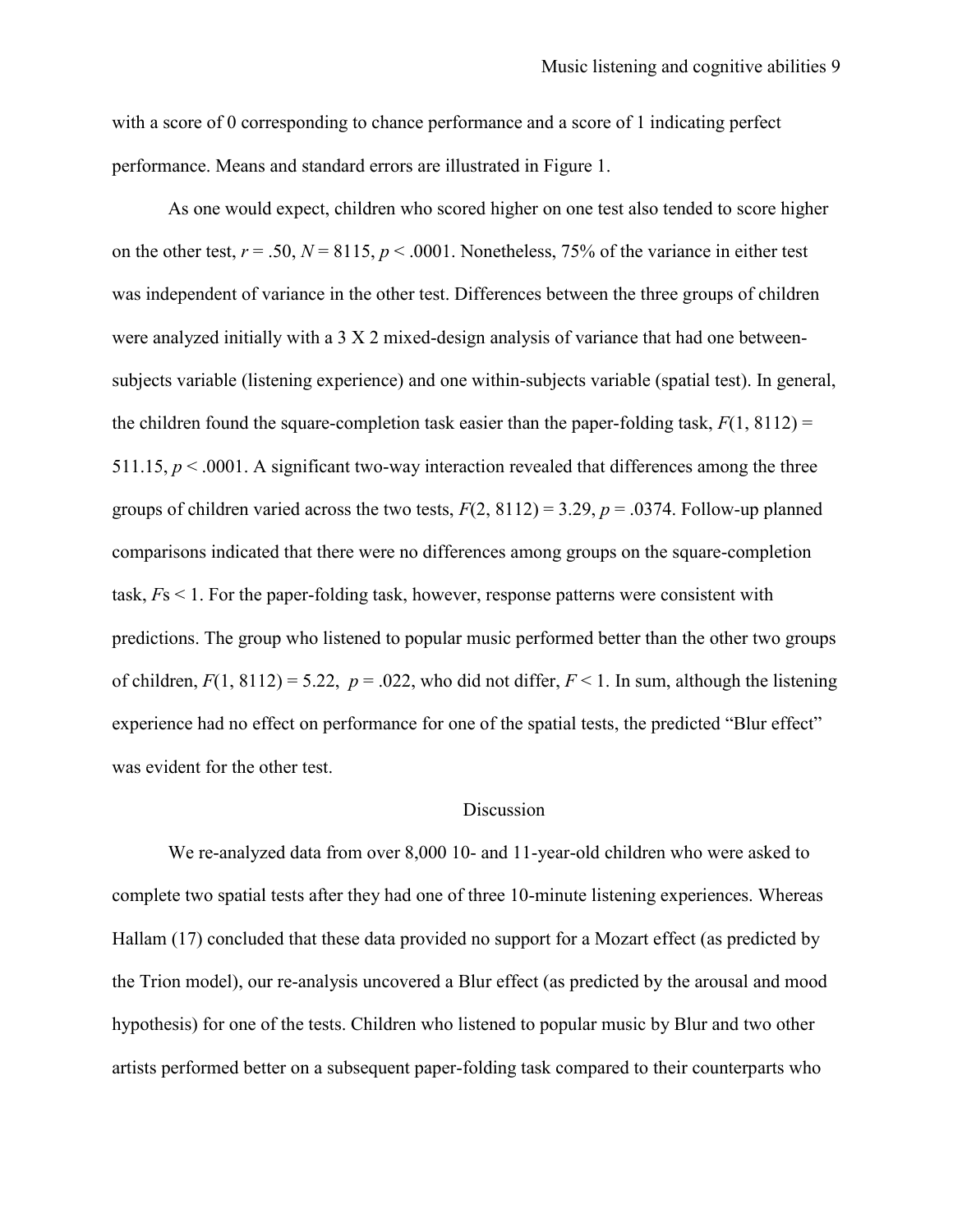with a score of 0 corresponding to chance performance and a score of 1 indicating perfect performance. Means and standard errors are illustrated in Figure 1.

As one would expect, children who scored higher on one test also tended to score higher on the other test, $r = .50$, $N = 8115$, $p < .0001$. Nonetheless, 75% of the variance in either test was independent of variance in the other test. Differences between the three groups of children were analyzed initially with a 3 X 2 mixed-design analysis of variance that had one between-subjects variable (listening experience) and one within-subjects variable (spatial test). In general, the children found the square-completion task easier than the paper-folding task, $F(1, 8112) = 511.15$, $p < .0001$. A significant two-way interaction revealed that differences among the three groups of children varied across the two tests, $F(2, 8112) = 3.29$, $p = .0374$. Follow-up planned comparisons indicated that there were no differences among groups on the square-completion task, $F$s < 1. For the paper-folding task, however, response patterns were consistent with predictions. The group who listened to popular music performed better than the other two groups of children, $F(1, 8112) = 5.22$, $p = .022$, who did not differ, $F < 1$. In sum, although the listening experience had no effect on performance for one of the spatial tests, the predicted "Blur effect" was evident for the other test.

## Discussion

We re-analyzed data from over 8,000 10- and 11-year-old children who were asked to complete two spatial tests after they had one of three 10-minute listening experiences. Whereas Hallam (17) concluded that these data provided no support for a Mozart effect (as predicted by the Trion model), our re-analysis uncovered a Blur effect (as predicted by the arousal and mood hypothesis) for one of the tests. Children who listened to popular music by Blur and two other artists performed better on a subsequent paper-folding task compared to their counterparts who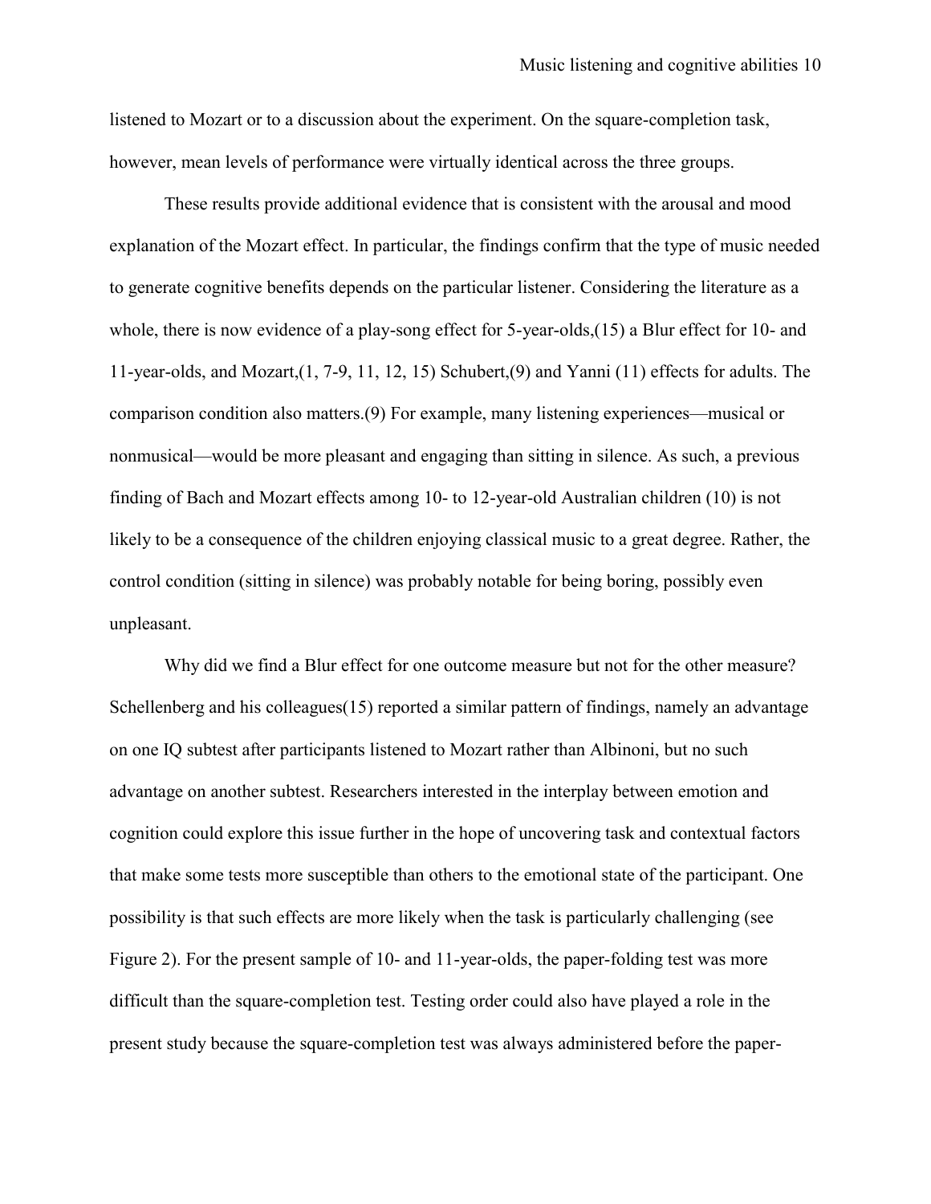listened to Mozart or to a discussion about the experiment. On the square-completion task, however, mean levels of performance were virtually identical across the three groups.

These results provide additional evidence that is consistent with the arousal and mood explanation of the Mozart effect. In particular, the findings confirm that the type of music needed to generate cognitive benefits depends on the particular listener. Considering the literature as a whole, there is now evidence of a play-song effect for 5-year-olds,(15) a Blur effect for 10- and 11-year-olds, and Mozart,(1, 7-9, 11, 12, 15) Schubert,(9) and Yanni (11) effects for adults. The comparison condition also matters.(9) For example, many listening experiences—musical or nonmusical—would be more pleasant and engaging than sitting in silence. As such, a previous finding of Bach and Mozart effects among 10- to 12-year-old Australian children (10) is not likely to be a consequence of the children enjoying classical music to a great degree. Rather, the control condition (sitting in silence) was probably notable for being boring, possibly even unpleasant.

Why did we find a Blur effect for one outcome measure but not for the other measure? Schellenberg and his colleagues(15) reported a similar pattern of findings, namely an advantage on one IQ subtest after participants listened to Mozart rather than Albinoni, but no such advantage on another subtest. Researchers interested in the interplay between emotion and cognition could explore this issue further in the hope of uncovering task and contextual factors that make some tests more susceptible than others to the emotional state of the participant. One possibility is that such effects are more likely when the task is particularly challenging (see Figure 2). For the present sample of 10- and 11-year-olds, the paper-folding test was more difficult than the square-completion test. Testing order could also have played a role in the present study because the square-completion test was always administered before the paper-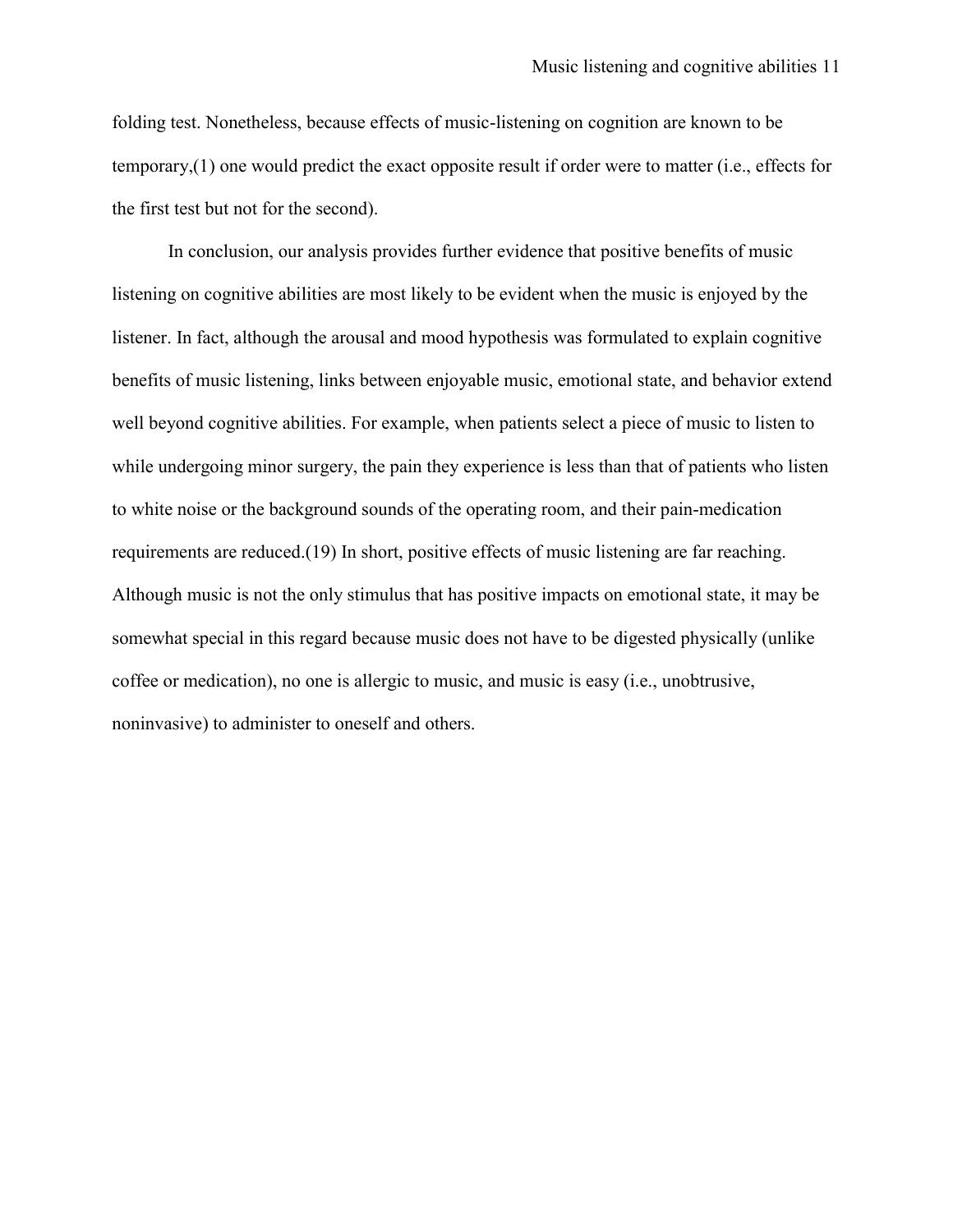folding test. Nonetheless, because effects of music-listening on cognition are known to be temporary,(1) one would predict the exact opposite result if order were to matter (i.e., effects for the first test but not for the second).

In conclusion, our analysis provides further evidence that positive benefits of music listening on cognitive abilities are most likely to be evident when the music is enjoyed by the listener. In fact, although the arousal and mood hypothesis was formulated to explain cognitive benefits of music listening, links between enjoyable music, emotional state, and behavior extend well beyond cognitive abilities. For example, when patients select a piece of music to listen to while undergoing minor surgery, the pain they experience is less than that of patients who listen to white noise or the background sounds of the operating room, and their pain-medication requirements are reduced.(19) In short, positive effects of music listening are far reaching. Although music is not the only stimulus that has positive impacts on emotional state, it may be somewhat special in this regard because music does not have to be digested physically (unlike coffee or medication), no one is allergic to music, and music is easy (i.e., unobtrusive, noninvasive) to administer to oneself and others.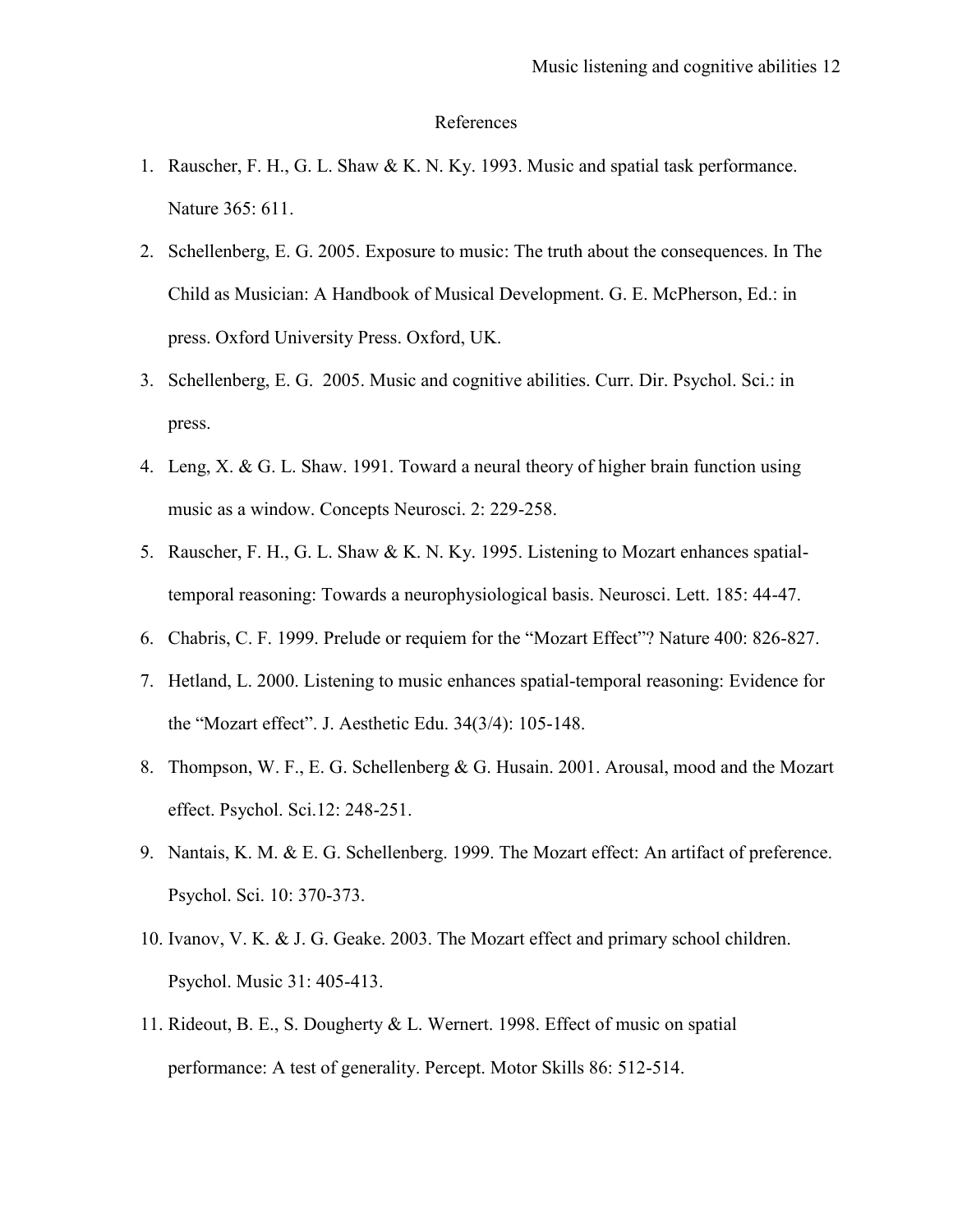# References

1. Rauscher, F. H., G. L. Shaw & K. N. Ky. 1993. Music and spatial task performance. Nature 365: 611.
2. Schellenberg, E. G. 2005. Exposure to music: The truth about the consequences. In The Child as Musician: A Handbook of Musical Development. G. E. McPherson, Ed.: in press. Oxford University Press. Oxford, UK.
3. Schellenberg, E. G. 2005. Music and cognitive abilities. Curr. Dir. Psychol. Sci.: in press.
4. Leng, X. & G. L. Shaw. 1991. Toward a neural theory of higher brain function using music as a window. Concepts Neurosci. 2: 229-258.
5. Rauscher, F. H., G. L. Shaw & K. N. Ky. 1995. Listening to Mozart enhances spatial-temporal reasoning: Towards a neurophysiological basis. Neurosci. Lett. 185: 44-47.
6. Chabris, C. F. 1999. Prelude or requiem for the "Mozart Effect"? Nature 400: 826-827.
7. Hetland, L. 2000. Listening to music enhances spatial-temporal reasoning: Evidence for the "Mozart effect". J. Aesthetic Edu. 34(3/4): 105-148.
8. Thompson, W. F., E. G. Schellenberg & G. Husain. 2001. Arousal, mood and the Mozart effect. Psychol. Sci.12: 248-251.
9. Nantais, K. M. & E. G. Schellenberg. 1999. The Mozart effect: An artifact of preference. Psychol. Sci. 10: 370-373.
10. Ivanov, V. K. & J. G. Geake. 2003. The Mozart effect and primary school children. Psychol. Music 31: 405-413.
11. Rideout, B. E., S. Dougherty & L. Wernert. 1998. Effect of music on spatial performance: A test of generality. Percept. Motor Skills 86: 512-514.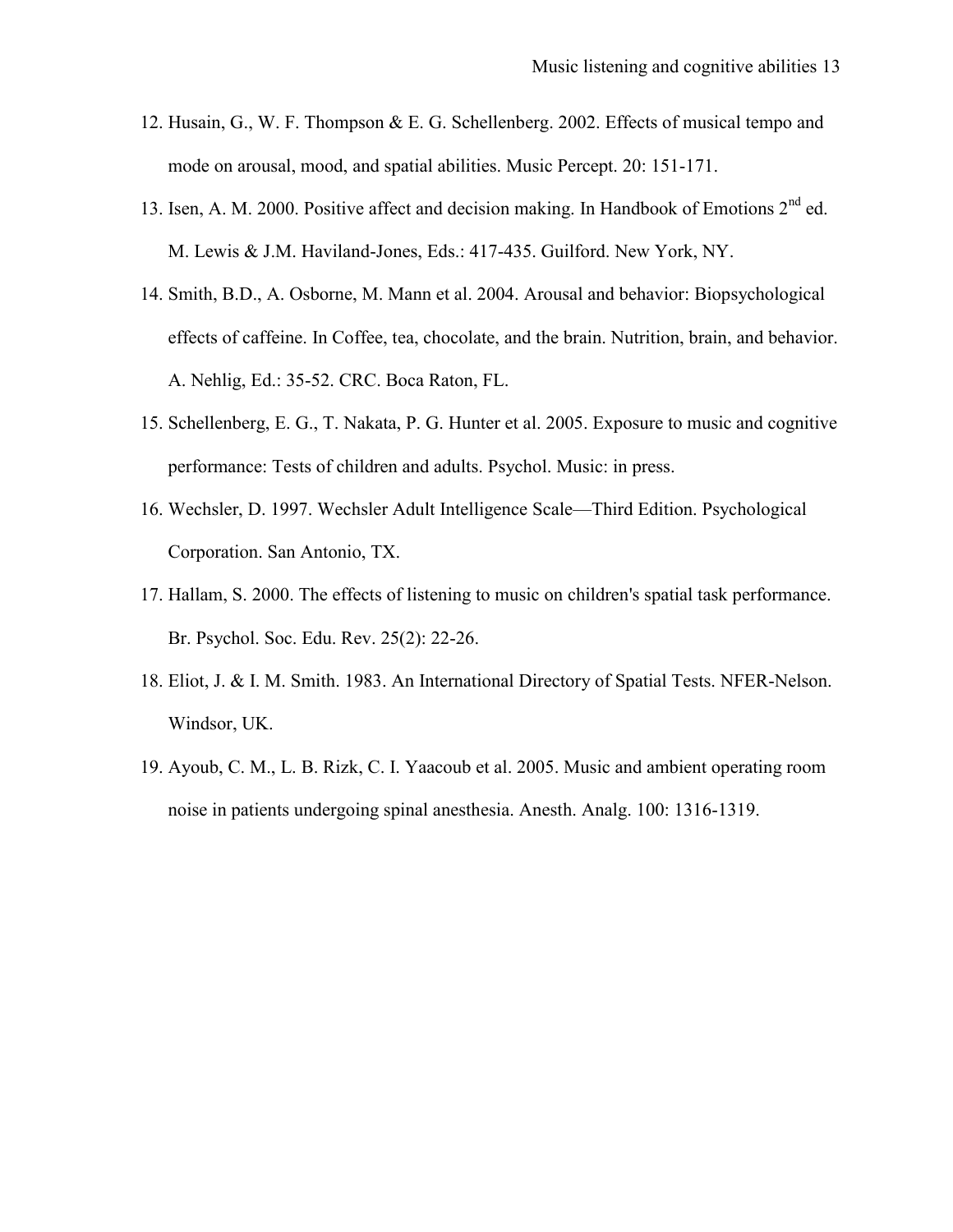12. Husain, G., W. F. Thompson & E. G. Schellenberg. 2002. Effects of musical tempo and mode on arousal, mood, and spatial abilities. Music Percept. 20: 151-171.
13. Isen, A. M. 2000. Positive affect and decision making. In Handbook of Emotions 2nd ed. M. Lewis & J.M. Haviland-Jones, Eds.: 417-435. Guilford. New York, NY.
14. Smith, B.D., A. Osborne, M. Mann et al. 2004. Arousal and behavior: Biopsychological effects of caffeine. In Coffee, tea, chocolate, and the brain. Nutrition, brain, and behavior. A. Nehlig, Ed.: 35-52. CRC. Boca Raton, FL.
15. Schellenberg, E. G., T. Nakata, P. G. Hunter et al. 2005. Exposure to music and cognitive performance: Tests of children and adults. Psychol. Music: in press.
16. Wechsler, D. 1997. Wechsler Adult Intelligence Scale—Third Edition. Psychological Corporation. San Antonio, TX.
17. Hallam, S. 2000. The effects of listening to music on children's spatial task performance. Br. Psychol. Soc. Edu. Rev. 25(2): 22-26.
18. Eliot, J. & I. M. Smith. 1983. An International Directory of Spatial Tests. NFER-Nelson. Windsor, UK.
19. Ayoub, C. M., L. B. Rizk, C. I. Yaacoub et al. 2005. Music and ambient operating room noise in patients undergoing spinal anesthesia. Anesth. Analg. 100: 1316-1319.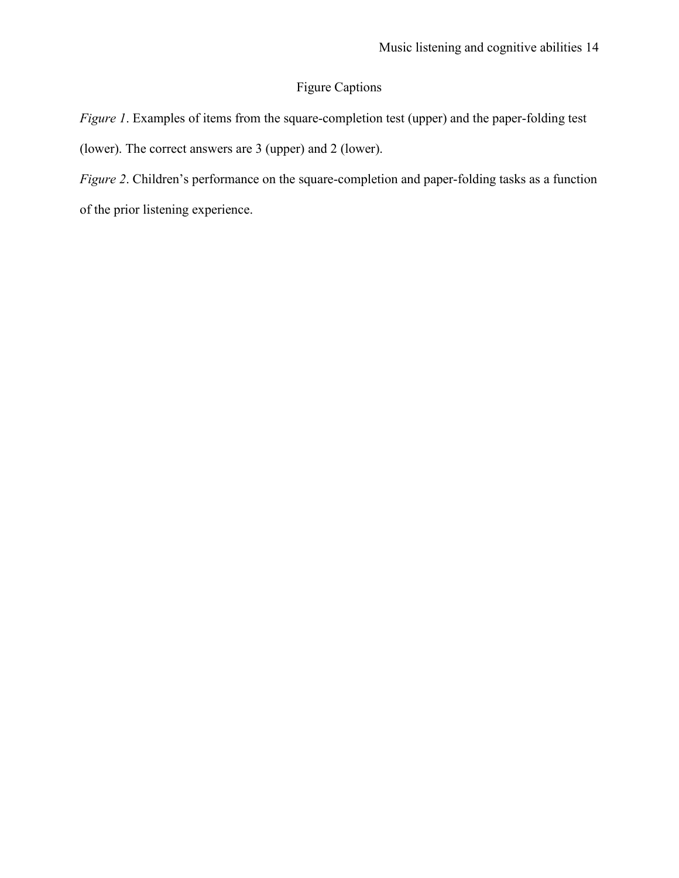# Figure Captions

*Figure 1*. Examples of items from the square-completion test (upper) and the paper-folding test (lower). The correct answers are 3 (upper) and 2 (lower).

*Figure 2*. Children's performance on the square-completion and paper-folding tasks as a function of the prior listening experience.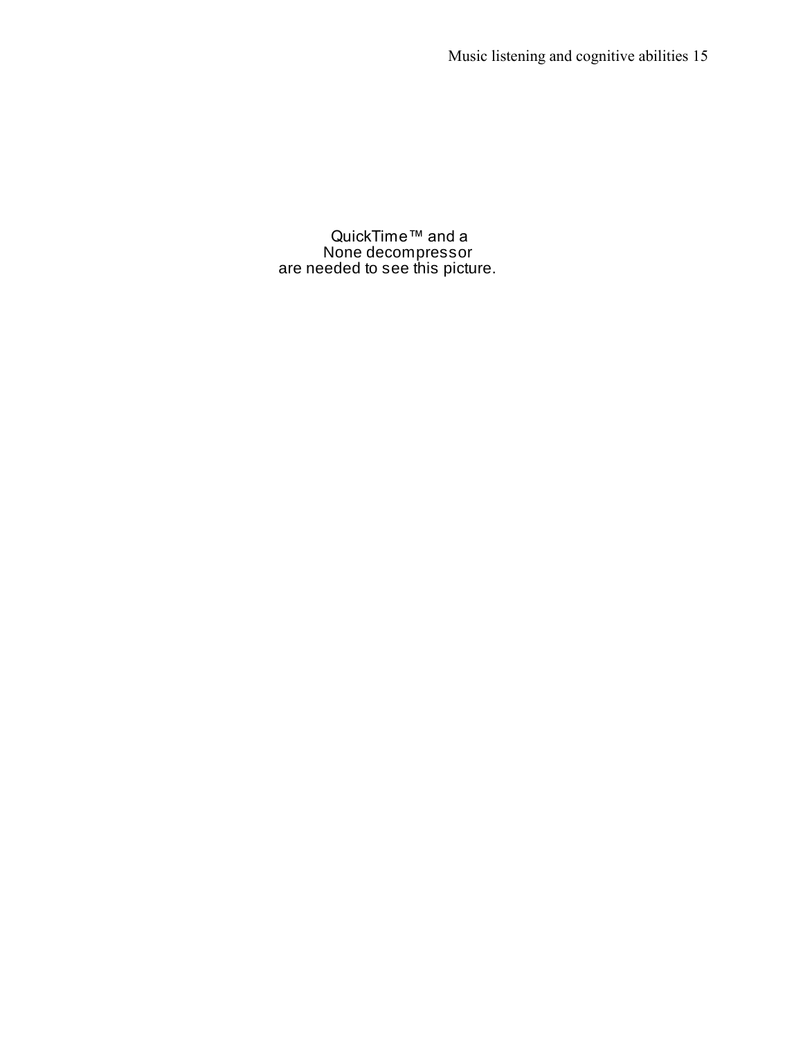QuickTime™ and a
None decompressor
are needed to see this picture.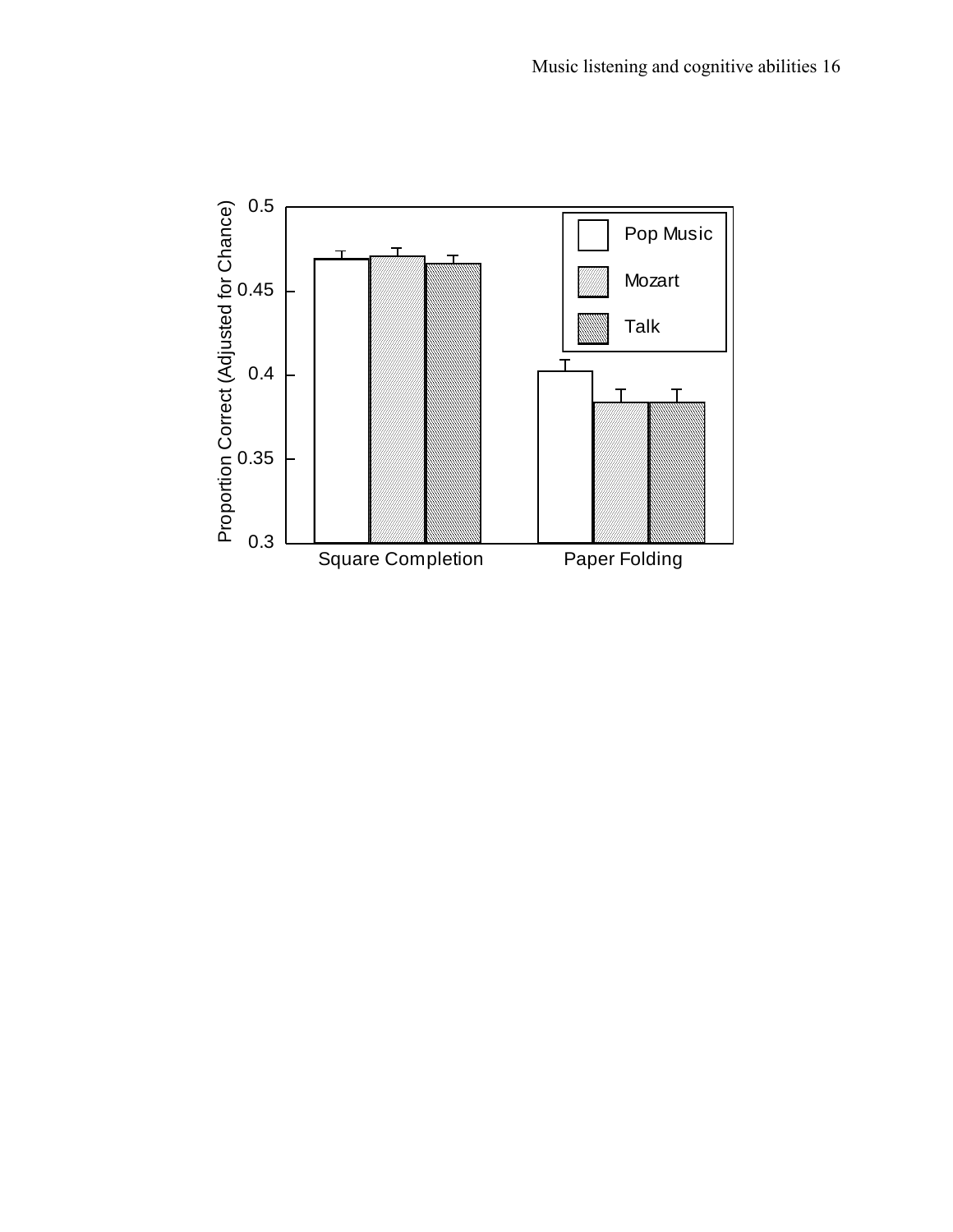Proportion Correct (Adjusted for Chance)

0.5

0.45

0.4

0.35

0.3

Square Completion

Paper Folding

Pop Music

Mozart

Talk